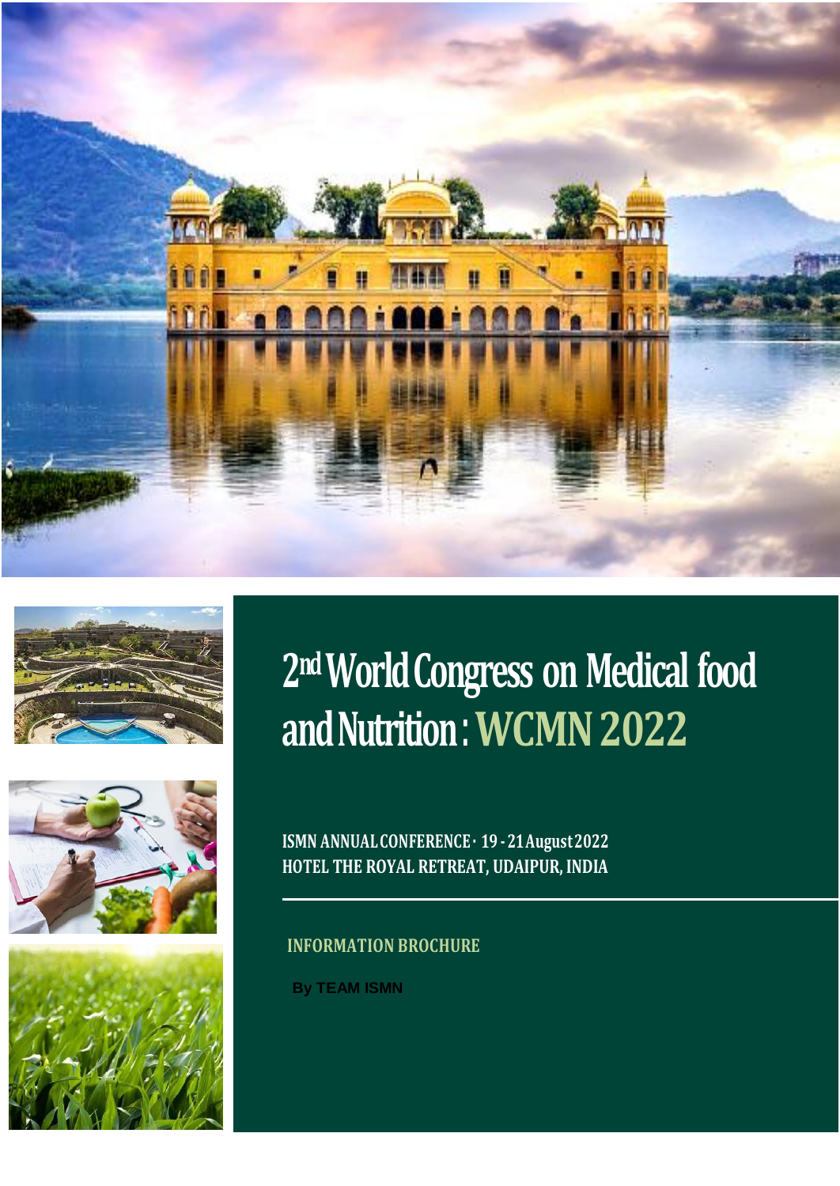# 2nd World Congress on Medical food and Nutrition : WCMN 2022

**ISMN ANNUAL CONFERENCE · 19 - 21 August 2022**
**HOTEL THE ROYAL RETREAT, UDAIPUR, INDIA**

---

**INFORMATION BROCHURE**

**By TEAM ISMN**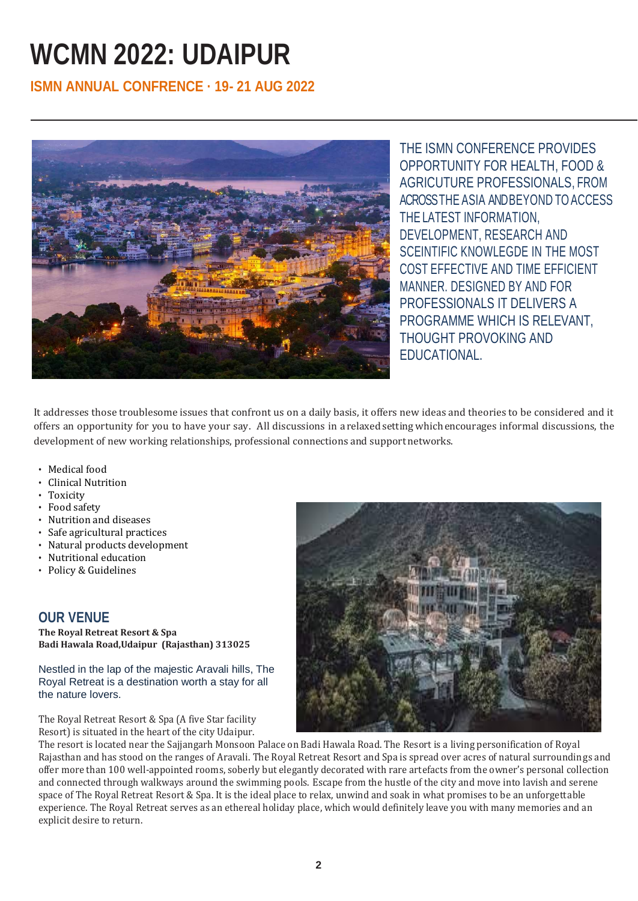# WCMN 2022: UDAIPUR

## ISMN ANNUAL CONFRENCE · 19- 21 AUG 2022

THE ISMN CONFERENCE PROVIDES OPPORTUNITY FOR HEALTH, FOOD & AGRICUTURE PROFESSIONALS, FROM ACROSS THE ASIA AND BEYOND TO ACCESS THE LATEST INFORMATION, DEVELOPMENT, RESEARCH AND SCEINTIFIC KNOWLEGDE IN THE MOST COST EFFECTIVE AND TIME EFFICIENT MANNER. DESIGNED BY AND FOR PROFESSIONALS IT DELIVERS A PROGRAMME WHICH IS RELEVANT, THOUGHT PROVOKING AND EDUCATIONAL.

It addresses those troublesome issues that confront us on a daily basis, it offers new ideas and theories to be considered and it offers an opportunity for you to have your say. All discussions in a relaxed setting which encourages informal discussions, the development of new working relationships, professional connections and support networks.

- Medical food
- Clinical Nutrition
- Toxicity
- Food safety
- Nutrition and diseases
- Safe agricultural practices
- Natural products development
- Nutritional education
- Policy & Guidelines

## OUR VENUE

**The Royal Retreat Resort & Spa**
**Badi Hawala Road,Udaipur (Rajasthan) 313025**

Nestled in the lap of the majestic Aravali hills, The Royal Retreat is a destination worth a stay for all the nature lovers.

The Royal Retreat Resort & Spa (A five Star facility Resort) is situated in the heart of the city Udaipur. The resort is located near the Sajjangarh Monsoon Palace on Badi Hawala Road. The Resort is a living personification of Royal Rajasthan and has stood on the ranges of Aravali. The Royal Retreat Resort and Spa is spread over acres of natural surroundings and offer more than 100 well-appointed rooms, soberly but elegantly decorated with rare artefacts from the owner's personal collection and connected through walkways around the swimming pools. Escape from the hustle of the city and move into lavish and serene space of The Royal Retreat Resort & Spa. It is the ideal place to relax, unwind and soak in what promises to be an unforgettable experience. The Royal Retreat serves as an ethereal holiday place, which would definitely leave you with many memories and an explicit desire to return.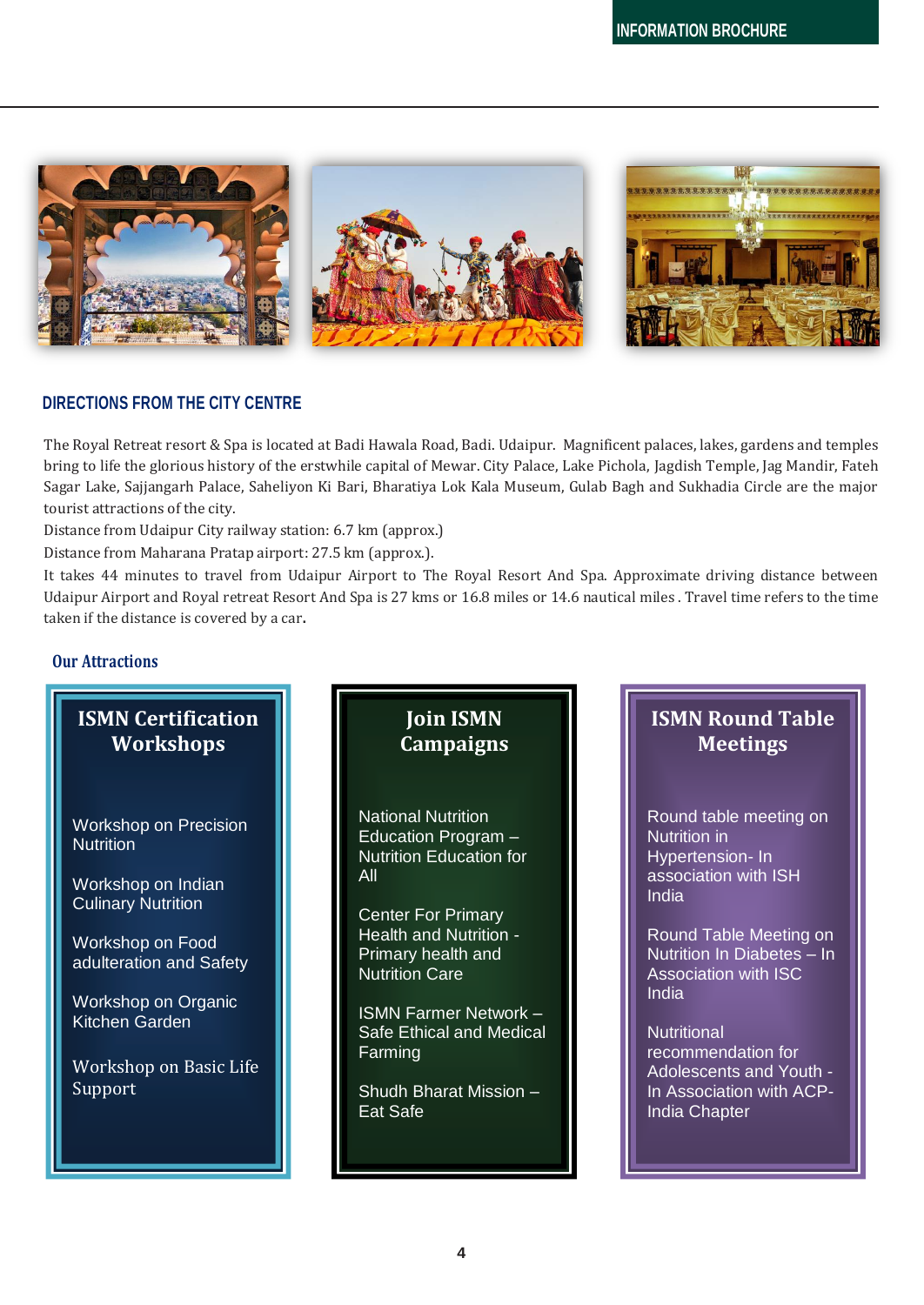## DIRECTIONS FROM THE CITY CENTRE

The Royal Retreat resort & Spa is located at Badi Hawala Road, Badi. Udaipur. Magnificent palaces, lakes, gardens and temples bring to life the glorious history of the erstwhile capital of Mewar. City Palace, Lake Pichola, Jagdish Temple, Jag Mandir, Fateh Sagar Lake, Sajjangarh Palace, Saheliyon Ki Bari, Bharatiya Lok Kala Museum, Gulab Bagh and Sukhadia Circle are the major tourist attractions of the city.

Distance from Udaipur City railway station: 6.7 km (approx.)

Distance from Maharana Pratap airport: 27.5 km (approx.).

It takes 44 minutes to travel from Udaipur Airport to The Royal Resort And Spa. Approximate driving distance between Udaipur Airport and Royal retreat Resort And Spa is 27 kms or 16.8 miles or 14.6 nautical miles . Travel time refers to the time taken if the distance is covered by a car.

## Our Attractions

### ISMN Certification Workshops

- Workshop on Precision Nutrition
- Workshop on Indian Culinary Nutrition
- Workshop on Food adulteration and Safety
- Workshop on Organic Kitchen Garden
- Workshop on Basic Life Support

### Join ISMN Campaigns

- National Nutrition Education Program – Nutrition Education for All
- Center For Primary Health and Nutrition - Primary health and Nutrition Care
- ISMN Farmer Network – Safe Ethical and Medical Farming
- Shudh Bharat Mission – Eat Safe

### ISMN Round Table Meetings

- Round table meeting on Nutrition in Hypertension- In association with ISH India
- Round Table Meeting on Nutrition In Diabetes – In Association with ISC India
- Nutritional recommendation for Adolescents and Youth - In Association with ACP-India Chapter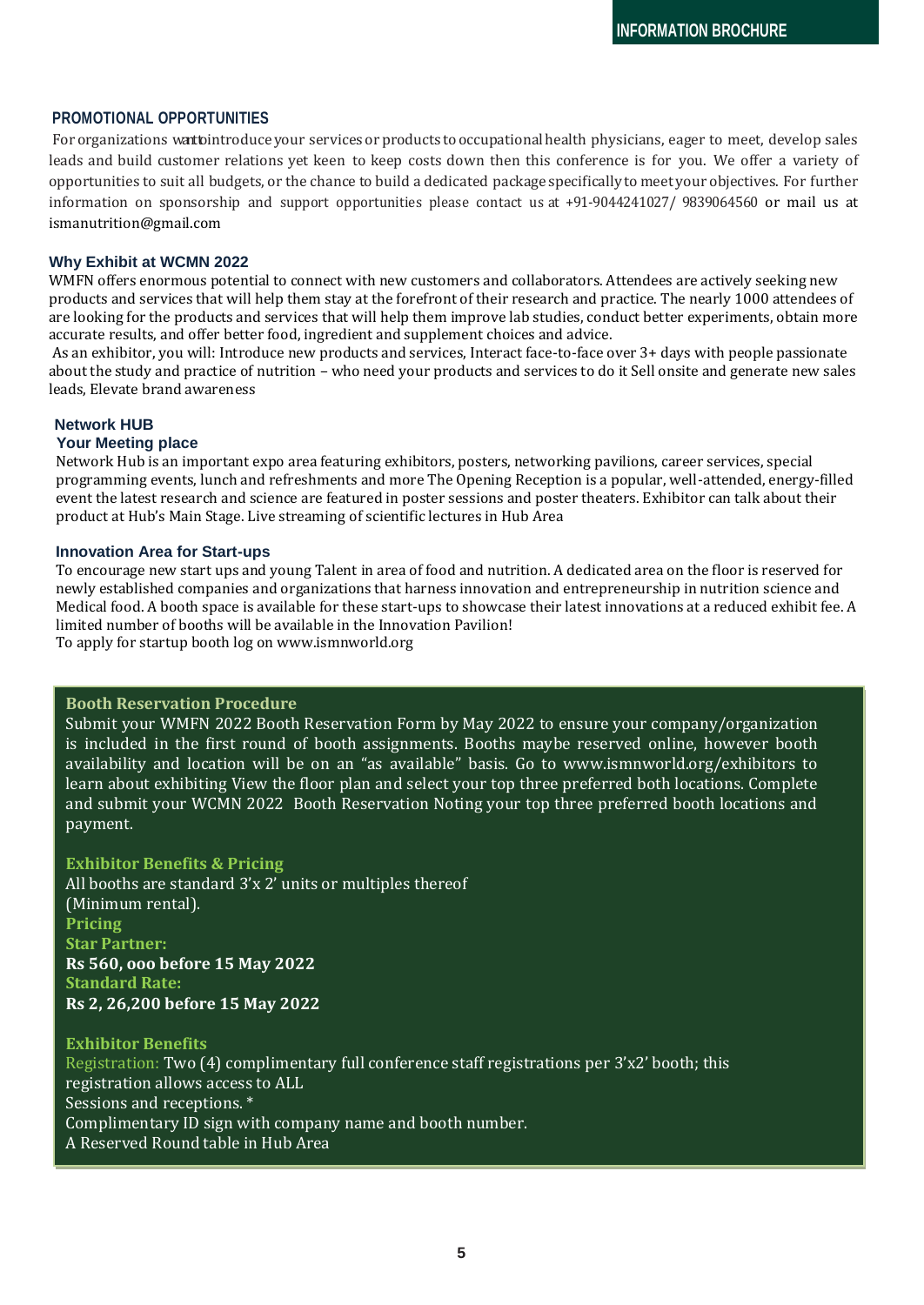## PROMOTIONAL OPPORTUNITIES

For organizations want to introduce your services or products to occupational health physicians, eager to meet, develop sales leads and build customer relations yet keen to keep costs down then this conference is for you. We offer a variety of opportunities to suit all budgets, or the chance to build a dedicated package specifically to meet your objectives. For further information on sponsorship and support opportunities please contact us at +91-9044241027/ 9839064560 or mail us at ismanutrition@gmail.com

### Why Exhibit at WCMN 2022

WMFN offers enormous potential to connect with new customers and collaborators. Attendees are actively seeking new products and services that will help them stay at the forefront of their research and practice. The nearly 1000 attendees of are looking for the products and services that will help them improve lab studies, conduct better experiments, obtain more accurate results, and offer better food, ingredient and supplement choices and advice.

As an exhibitor, you will: Introduce new products and services, Interact face-to-face over 3+ days with people passionate about the study and practice of nutrition – who need your products and services to do it Sell onsite and generate new sales leads, Elevate brand awareness

### Network HUB

**Your Meeting place**

Network Hub is an important expo area featuring exhibitors, posters, networking pavilions, career services, special programming events, lunch and refreshments and more The Opening Reception is a popular, well-attended, energy-filled event the latest research and science are featured in poster sessions and poster theaters. Exhibitor can talk about their product at Hub's Main Stage. Live streaming of scientific lectures in Hub Area

### Innovation Area for Start-ups

To encourage new start ups and young Talent in area of food and nutrition. A dedicated area on the floor is reserved for newly established companies and organizations that harness innovation and entrepreneurship in nutrition science and Medical food. A booth space is available for these start-ups to showcase their latest innovations at a reduced exhibit fee. A limited number of booths will be available in the Innovation Pavilion!

To apply for startup booth log on www.ismnworld.org

### Booth Reservation Procedure

Submit your WMFN 2022 Booth Reservation Form by May 2022 to ensure your company/organization is included in the first round of booth assignments. Booths maybe reserved online, however booth availability and location will be on an "as available" basis. Go to www.ismnworld.org/exhibitors to learn about exhibiting View the floor plan and select your top three preferred both locations. Complete and submit your WCMN 2022 Booth Reservation Noting your top three preferred booth locations and payment.

### Exhibitor Benefits & Pricing

All booths are standard 3'x 2' units or multiples thereof (Minimum rental).

**Pricing**

**Star Partner:**

**Rs 560, ooo before 15 May 2022**

**Standard Rate:**

**Rs 2, 26,200 before 15 May 2022**

### Exhibitor Benefits

Registration: Two (4) complimentary full conference staff registrations per 3'x2' booth; this registration allows access to ALL

Sessions and receptions. *

Complimentary ID sign with company name and booth number.

A Reserved Round table in Hub Area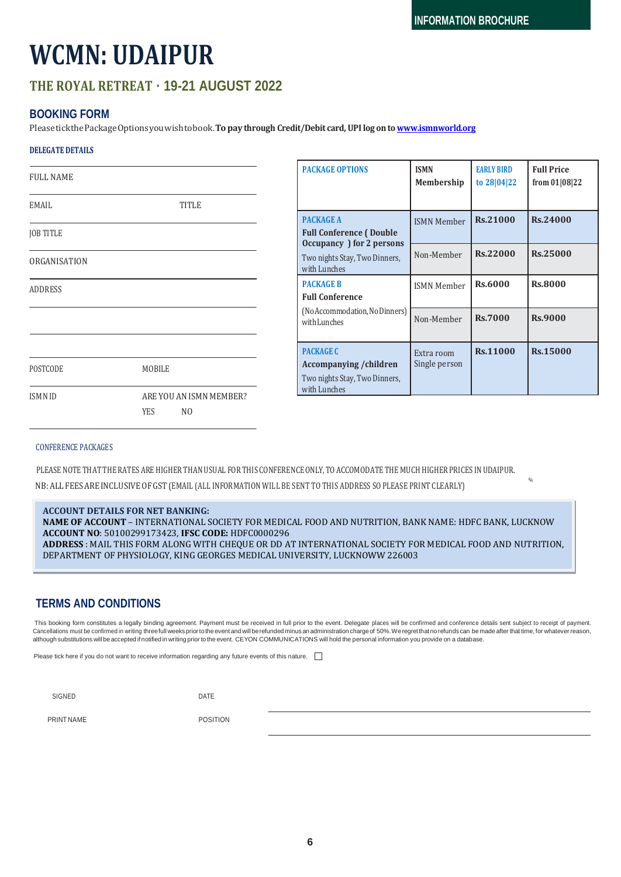# WCMN: UDAIPUR

## THE ROYAL RETREAT · 19-21 AUGUST 2022

## BOOKING FORM

Please tick the Package Options you wish to book. **To pay through Credit/Debit card, UPI log on to www.ismnworld.org**

### DELEGATE DETAILS

FULL NAME

EMAIL                                   TITLE

JOB TITLE

ORGANISATION

ADDRESS

POSTCODE                                MOBILE

ISMN ID                                 ARE YOU AN ISMN MEMBER?

YES        NO

| PACKAGE OPTIONS | ISMN Membership | EARLY BIRD to 28\|04\|22 | Full Price from 01\|08\|22 |
|---|---|---|---|
| **PACKAGE A** **Full Conference ( Double Occupancy ) for 2 persons** Two nights Stay, Two Dinners, with Lunches | ISMN Member | **Rs.21000** | **Rs.24000** |
| | Non-Member | **Rs.22000** | **Rs.25000** |
| **PACKAGE B** **Full Conference** (No Accommodation, No Dinners) with Lunches | ISMN Member | **Rs.6000** | **Rs.8000** |
| | Non-Member | **Rs.7000** | **Rs.9000** |
| **PACKAGE C** **Accompanying /children** Two nights Stay, Two Dinners, with Lunches | Extra room Single person | **Rs.11000** | **Rs.15000** |

### CONFERENCE PACKAGES

PLEASE NOTE THAT THE RATES ARE HIGHER THAN USUAL FOR THIS CONFERENCE ONLY, TO ACCOMODATE THE MUCH HIGHER PRICES IN UDAIPUR.

NB: ALL FEES ARE INCLUSIVE OF GST (EMAIL (ALL INFORMATION WILL BE SENT TO THIS ADDRESS SO PLEASE PRINT CLEARLY)

**ACCOUNT DETAILS FOR NET BANKING:**
**NAME OF ACCOUNT** – INTERNATIONAL SOCIETY FOR MEDICAL FOOD AND NUTRITION, BANK NAME: HDFC BANK, LUCKNOW
**ACCOUNT NO**: 50100299173423, **IFSC CODE:** HDFC0000296
**ADDRESS** : MAIL THIS FORM ALONG WITH CHEQUE OR DD AT INTERNATIONAL SOCIETY FOR MEDICAL FOOD AND NUTRITION, DEPARTMENT OF PHYSIOLOGY, KING GEORGES MEDICAL UNIVERSITY, LUCKNOWW 226003

## TERMS AND CONDITIONS

This booking form constitutes a legally binding agreement. Payment must be received in full prior to the event. Delegate places will be confirmed and conference details sent subject to receipt of payment. Cancellations must be confirmed in writing three full weeks prior to the event and will be refunded minus an administration charge of 50%. We regret that no refunds can be made after that time, for whatever reason, although substitutions will be accepted if notified in writing prior to the event. CEYON COMMUNICATIONS will hold the personal information you provide on a database.

Please tick here if you do not want to receive information regarding any future events of this nature. ☐

SIGNED                                  DATE

PRINT NAME                              POSITION